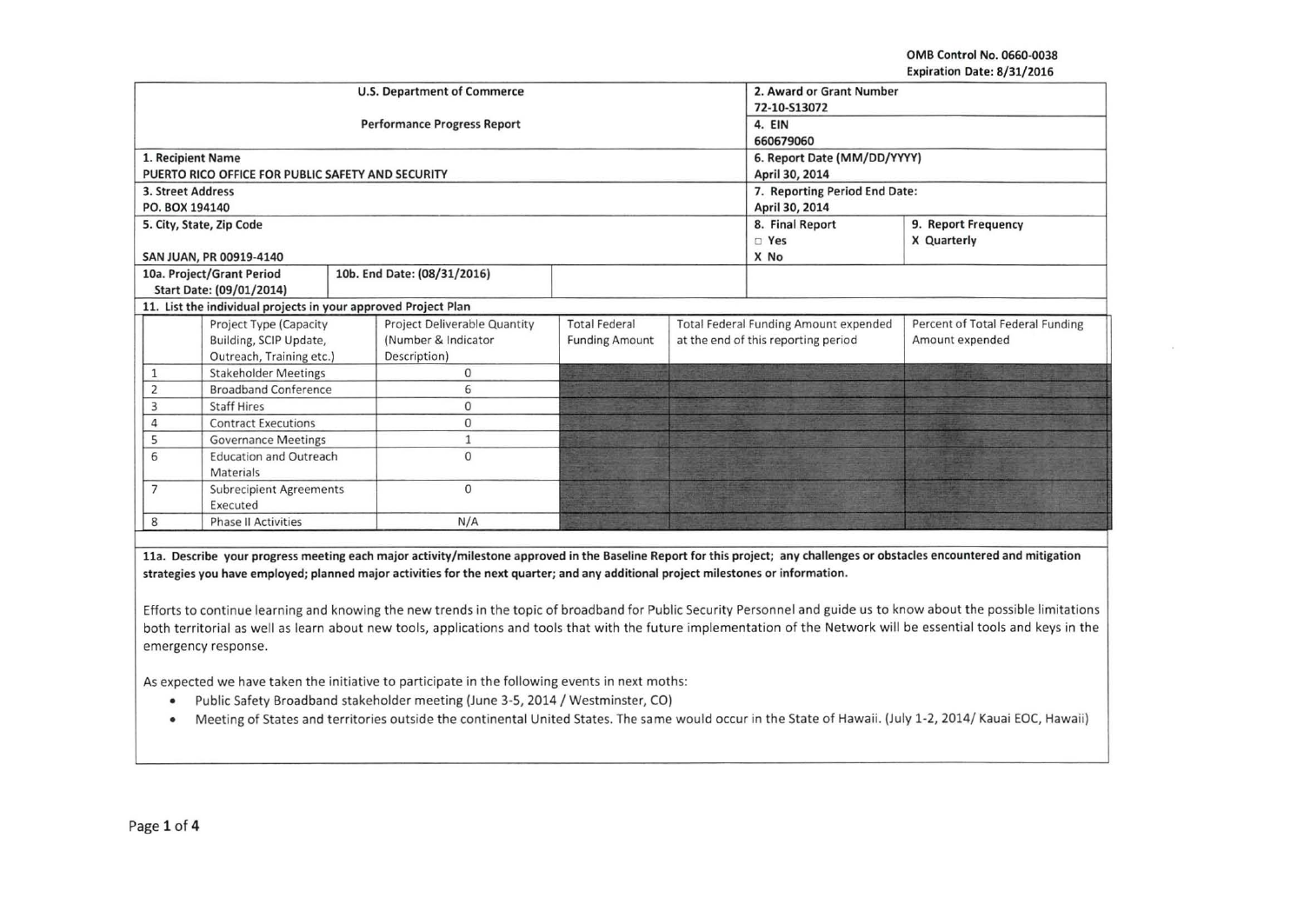OMB Control No. 0660-0038
Expiration Date: 8/31/2016

| U.S. Department of Commerce<br>Performance Progress Report | 2. Award or Grant Number<br>72-10-S13072 |
|---|---|
| | 4. EIN<br>660679060 |
| 1. Recipient Name<br>PUERTO RICO OFFICE FOR PUBLIC SAFETY AND SECURITY | 6. Report Date (MM/DD/YYYY)<br>April 30, 2014 |
| 3. Street Address<br>PO. BOX 194140 | 7. Reporting Period End Date:<br>April 30, 2014 |
| 5. City, State, Zip Code<br>SAN JUAN, PR 00919-4140 | 8. Final Report<br>☐ Yes<br>X No<br><br>9. Report Frequency<br>X Quarterly |
| 10a. Project/Grant Period<br>Start Date: (09/01/2014)<br><br>10b. End Date: (08/31/2016) | |

11. List the individual projects in your approved Project Plan

| | Project Type (Capacity Building, SCIP Update, Outreach, Training etc.) | Project Deliverable Quantity (Number & Indicator Description) | Total Federal Funding Amount | Total Federal Funding Amount expended at the end of this reporting period | Percent of Total Federal Funding Amount expended |
|---|---|---|---|---|---|
| 1 | Stakeholder Meetings | 0 | | | |
| 2 | Broadband Conference | 6 | | | |
| 3 | Staff Hires | 0 | | | |
| 4 | Contract Executions | 0 | | | |
| 5 | Governance Meetings | 1 | | | |
| 6 | Education and Outreach Materials | 0 | | | |
| 7 | Subrecipient Agreements Executed | 0 | | | |
| 8 | Phase II Activities | N/A | | | |

**11a. Describe your progress meeting each major activity/milestone approved in the Baseline Report for this project; any challenges or obstacles encountered and mitigation strategies you have employed; planned major activities for the next quarter; and any additional project milestones or information.**

Efforts to continue learning and knowing the new trends in the topic of broadband for Public Security Personnel and guide us to know about the possible limitations both territorial as well as learn about new tools, applications and tools that with the future implementation of the Network will be essential tools and keys in the emergency response.

As expected we have taken the initiative to participate in the following events in next moths:

- Public Safety Broadband stakeholder meeting (June 3-5, 2014 / Westminster, CO)
- Meeting of States and territories outside the continental United States. The same would occur in the State of Hawaii. (July 1-2, 2014/ Kauai EOC, Hawaii)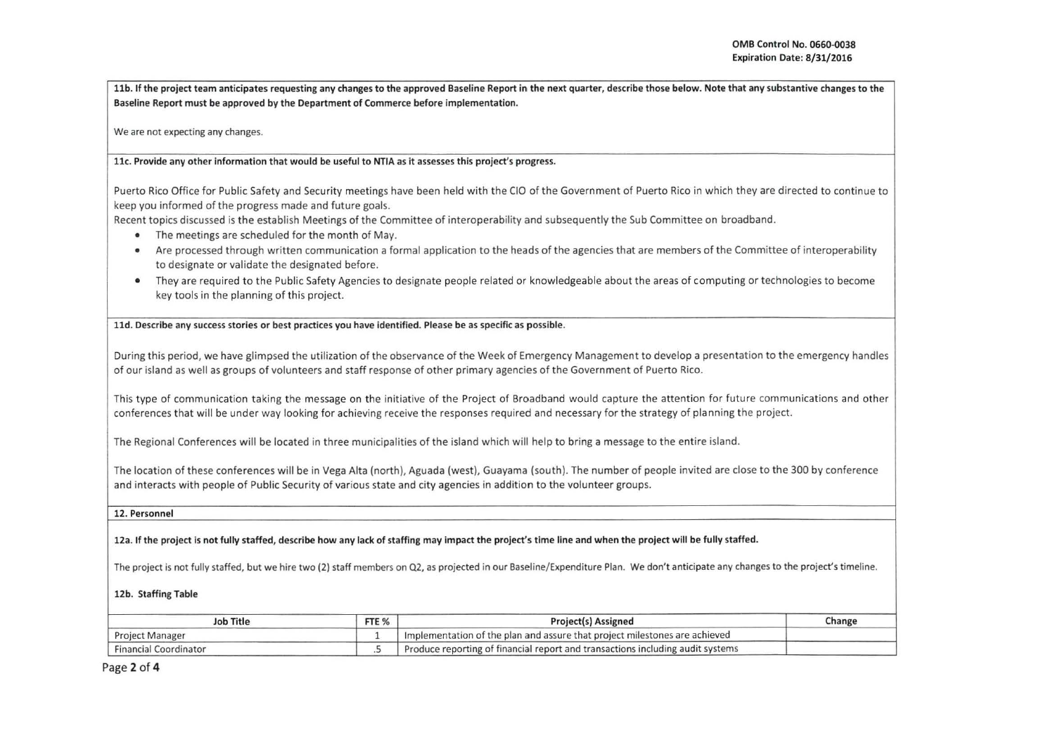**11b. If the project team anticipates requesting any changes to the approved Baseline Report in the next quarter, describe those below. Note that any substantive changes to the Baseline Report must be approved by the Department of Commerce before implementation.**

We are not expecting any changes.

**11c. Provide any other information that would be useful to NTIA as it assesses this project's progress.**

Puerto Rico Office for Public Safety and Security meetings have been held with the CIO of the Government of Puerto Rico in which they are directed to continue to keep you informed of the progress made and future goals.

Recent topics discussed is the establish Meetings of the Committee of interoperability and subsequently the Sub Committee on broadband.

- The meetings are scheduled for the month of May.
- Are processed through written communication a formal application to the heads of the agencies that are members of the Committee of interoperability to designate or validate the designated before.
- They are required to the Public Safety Agencies to designate people related or knowledgeable about the areas of computing or technologies to become key tools in the planning of this project.

**11d. Describe any success stories or best practices you have identified. Please be as specific as possible.**

During this period, we have glimpsed the utilization of the observance of the Week of Emergency Management to develop a presentation to the emergency handles of our island as well as groups of volunteers and staff response of other primary agencies of the Government of Puerto Rico.

This type of communication taking the message on the initiative of the Project of Broadband would capture the attention for future communications and other conferences that will be under way looking for achieving receive the responses required and necessary for the strategy of planning the project.

The Regional Conferences will be located in three municipalities of the island which will help to bring a message to the entire island.

The location of these conferences will be in Vega Alta (north), Aguada (west), Guayama (south). The number of people invited are close to the 300 by conference and interacts with people of Public Security of various state and city agencies in addition to the volunteer groups.

**12. Personnel**

**12a. If the project is not fully staffed, describe how any lack of staffing may impact the project's time line and when the project will be fully staffed.**

The project is not fully staffed, but we hire two (2) staff members on Q2, as projected in our Baseline/Expenditure Plan. We don't anticipate any changes to the project's timeline.

**12b. Staffing Table**

| Job Title | FTE % | Project(s) Assigned | Change |
|---|---|---|---|
| Project Manager | 1 | Implementation of the plan and assure that project milestones are achieved | |
| Financial Coordinator | .5 | Produce reporting of financial report and transactions including audit systems | |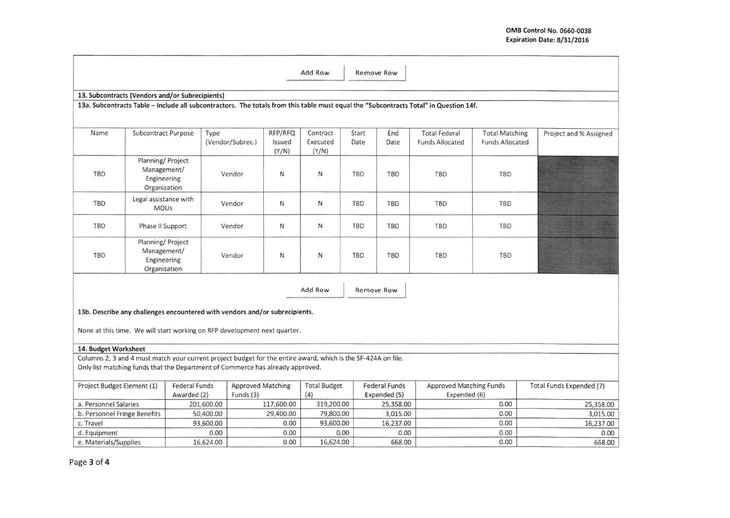OMB Control No. 0660-0038
Expiration Date: 8/31/2016

Add Row | Remove Row

### 13. Subcontracts (Vendors and/or Subrecipients)

**13a. Subcontracts Table – Include all subcontractors. The totals from this table must equal the "Subcontracts Total" in Question 14f.**

| Name | Subcontract Purpose | Type (Vendor/Subrec.) | RFP/RFQ Issued (Y/N) | Contract Executed (Y/N) | Start Date | End Date | Total Federal Funds Allocated | Total Matching Funds Allocated | Project and % Assigned |
|---|---|---|---|---|---|---|---|---|---|
| TBD | Planning/ Project Management/ Engineering Organization | Vendor | N | N | TBD | TBD | TBD | TBD | |
| TBD | Legal assistance with MOUs | Vendor | N | N | TBD | TBD | TBD | TBD | |
| TBD | Phase II Support | Vendor | N | N | TBD | TBD | TBD | TBD | |
| TBD | Planning/ Project Management/ Engineering Organization | Vendor | N | N | TBD | TBD | TBD | TBD | |

Add Row | Remove Row

**13b. Describe any challenges encountered with vendors and/or subrecipients.**

None at this time. We will start working on RFP development next quarter.

### 14. Budget Worksheet

Columns 2, 3 and 4 must match your current project budget for the entire award, which is the SF-424A on file.
Only list matching funds that the Department of Commerce has already approved.

| Project Budget Element (1) | Federal Funds Awarded (2) | Approved Matching Funds (3) | Total Budget (4) | Federal Funds Expended (5) | Approved Matching Funds Expended (6) | Total Funds Expended (7) |
|---|---|---|---|---|---|---|
| a. Personnel Salaries | 201,600.00 | 117,600.00 | 319,200.00 | 25,358.00 | 0.00 | 25,358.00 |
| b. Personnel Fringe Benefits | 50,400.00 | 29,400.00 | 79,800.00 | 3,015.00 | 0.00 | 3,015.00 |
| c. Travel | 93,600.00 | 0.00 | 93,600.00 | 16,237.00 | 0.00 | 16,237.00 |
| d. Equipment | 0.00 | 0.00 | 0.00 | 0.00 | 0.00 | 0.00 |
| e. Materials/Supplies | 16,624.00 | 0.00 | 16,624.00 | 668.00 | 0.00 | 668.00 |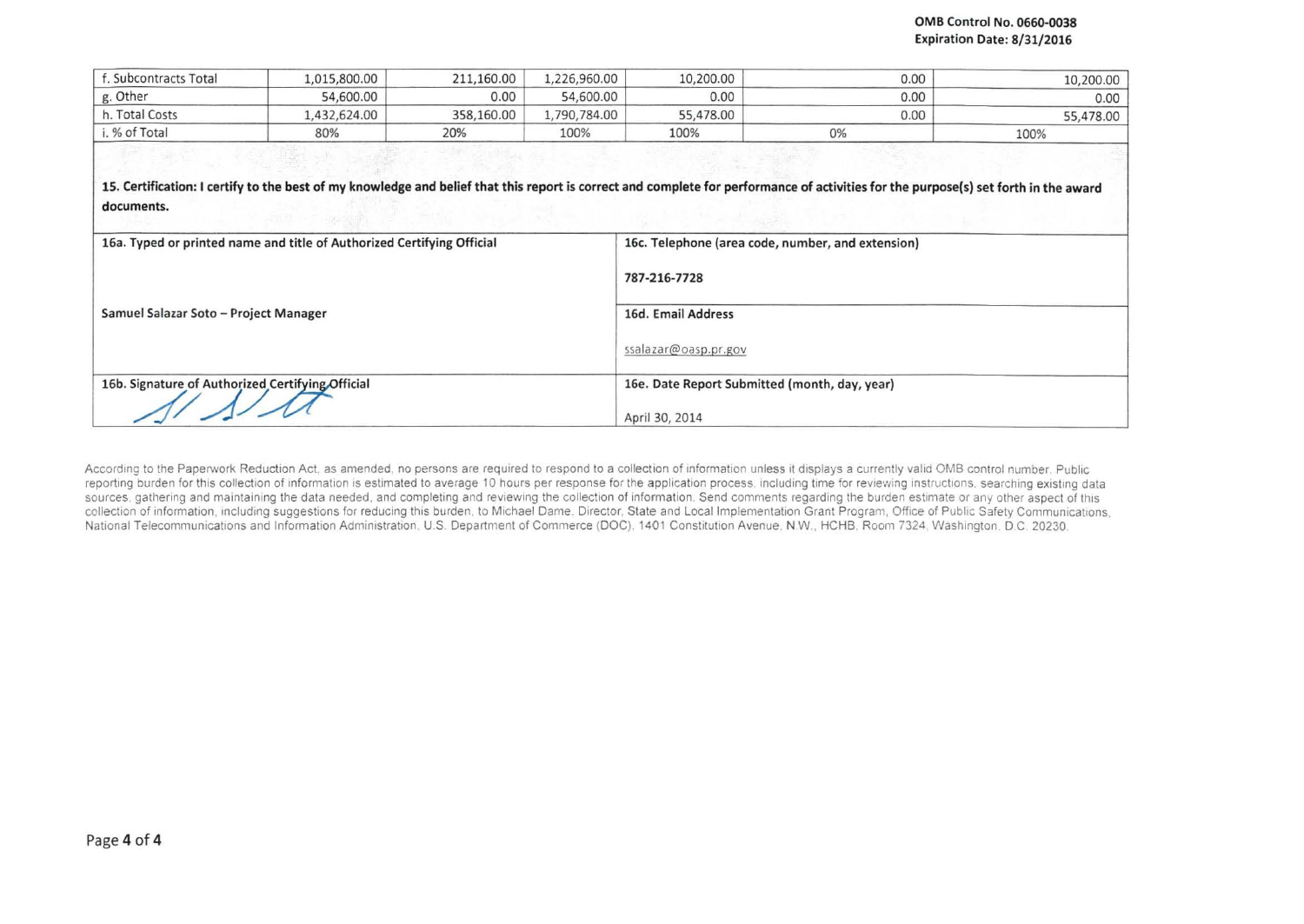OMB Control No. 0660-0038
Expiration Date: 8/31/2016

| | | | | | | |
|---|---|---|---|---|---|---|
| f. Subcontracts Total | 1,015,800.00 | 211,160.00 | 1,226,960.00 | 10,200.00 | 0.00 | 10,200.00 |
| g. Other | 54,600.00 | 0.00 | 54,600.00 | 0.00 | 0.00 | 0.00 |
| h. Total Costs | 1,432,624.00 | 358,160.00 | 1,790,784.00 | 55,478.00 | 0.00 | 55,478.00 |
| i. % of Total | 80% | 20% | 100% | 100% | 0% | 100% |

**15. Certification: I certify to the best of my knowledge and belief that this report is correct and complete for performance of activities for the purpose(s) set forth in the award documents.**

| | |
|---|---|
| **16a. Typed or printed name and title of Authorized Certifying Official**<br><br>**Samuel Salazar Soto – Project Manager** | **16c. Telephone (area code, number, and extension)**<br><br>**787-216-7728** |
| | **16d. Email Address**<br><br>ssalazar@oasp.pr.gov |
| **16b. Signature of Authorized Certifying Official** | **16e. Date Report Submitted (month, day, year)**<br><br>April 30, 2014 |

According to the Paperwork Reduction Act, as amended, no persons are required to respond to a collection of information unless it displays a currently valid OMB control number. Public reporting burden for this collection of information is estimated to average 10 hours per response for the application process, including time for reviewing instructions, searching existing data sources, gathering and maintaining the data needed, and completing and reviewing the collection of information. Send comments regarding the burden estimate or any other aspect of this collection of information, including suggestions for reducing this burden, to Michael Dame, Director, State and Local Implementation Grant Program, Office of Public Safety Communications, National Telecommunications and Information Administration, U.S. Department of Commerce (DOC), 1401 Constitution Avenue, N.W., HCHB, Room 7324, Washington, D.C. 20230.